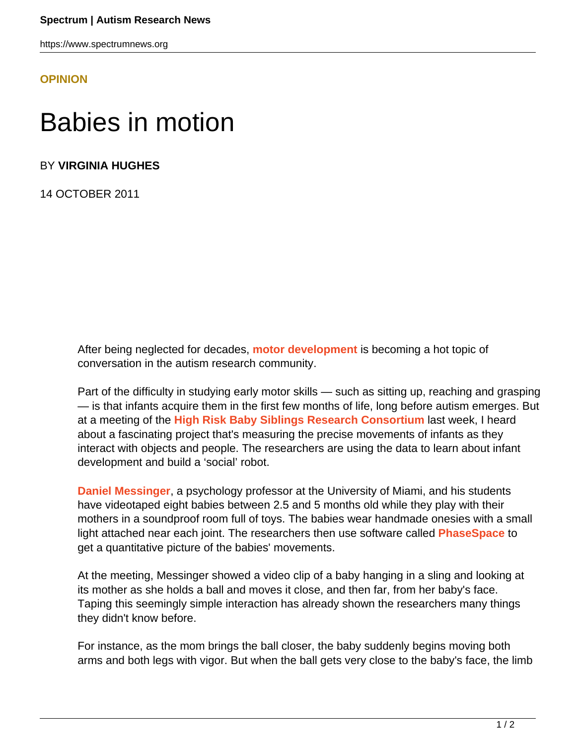OPINION

# Babies in motion

BY **VIRGINIA HUGHES**

14 OCTOBER 2011

After being neglected for decades, **motor development** is becoming a hot topic of conversation in the autism research community.

Part of the difficulty in studying early motor skills — such as sitting up, reaching and grasping — is that infants acquire them in the first few months of life, long before autism emerges. But at a meeting of the **High Risk Baby Siblings Research Consortium** last week, I heard about a fascinating project that's measuring the precise movements of infants as they interact with objects and people. The researchers are using the data to learn about infant development and build a 'social' robot.

**Daniel Messinger**, a psychology professor at the University of Miami, and his students have videotaped eight babies between 2.5 and 5 months old while they play with their mothers in a soundproof room full of toys. The babies wear handmade onesies with a small light attached near each joint. The researchers then use software called **PhaseSpace** to get a quantitative picture of the babies' movements.

At the meeting, Messinger showed a video clip of a baby hanging in a sling and looking at its mother as she holds a ball and moves it close, and then far, from her baby's face. Taping this seemingly simple interaction has already shown the researchers many things they didn't know before.

For instance, as the mom brings the ball closer, the baby suddenly begins moving both arms and both legs with vigor. But when the ball gets very close to the baby's face, the limb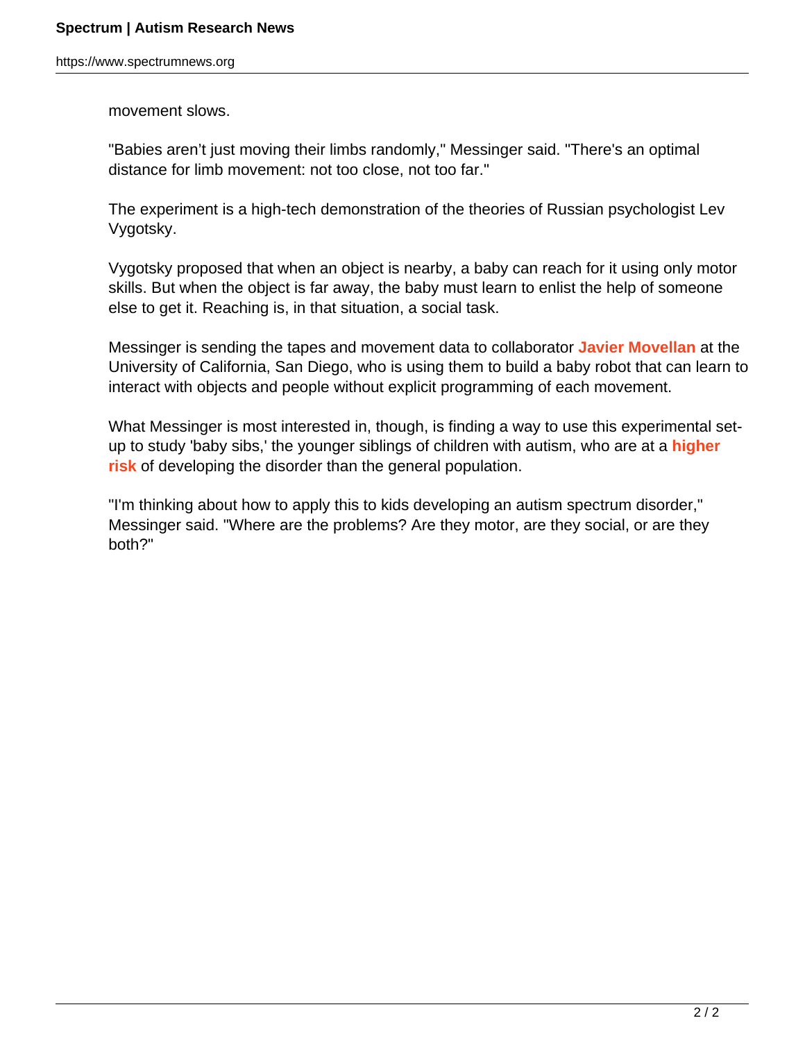movement slows.

"Babies aren't just moving their limbs randomly," Messinger said. "There's an optimal distance for limb movement: not too close, not too far."

The experiment is a high-tech demonstration of the theories of Russian psychologist Lev Vygotsky.

Vygotsky proposed that when an object is nearby, a baby can reach for it using only motor skills. But when the object is far away, the baby must learn to enlist the help of someone else to get it. Reaching is, in that situation, a social task.

Messinger is sending the tapes and movement data to collaborator **Javier Movellan** at the University of California, San Diego, who is using them to build a baby robot that can learn to interact with objects and people without explicit programming of each movement.

What Messinger is most interested in, though, is finding a way to use this experimental set-up to study 'baby sibs,' the younger siblings of children with autism, who are at a **higher risk** of developing the disorder than the general population.

"I'm thinking about how to apply this to kids developing an autism spectrum disorder," Messinger said. "Where are the problems? Are they motor, are they social, or are they both?"